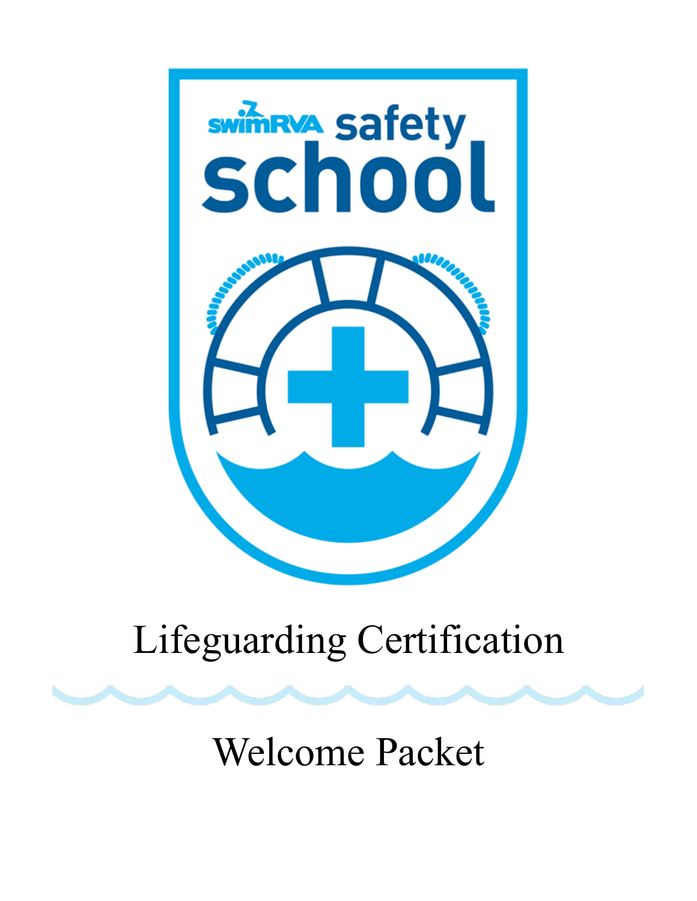swimRVA safety school

# Lifeguarding Certification

# Welcome Packet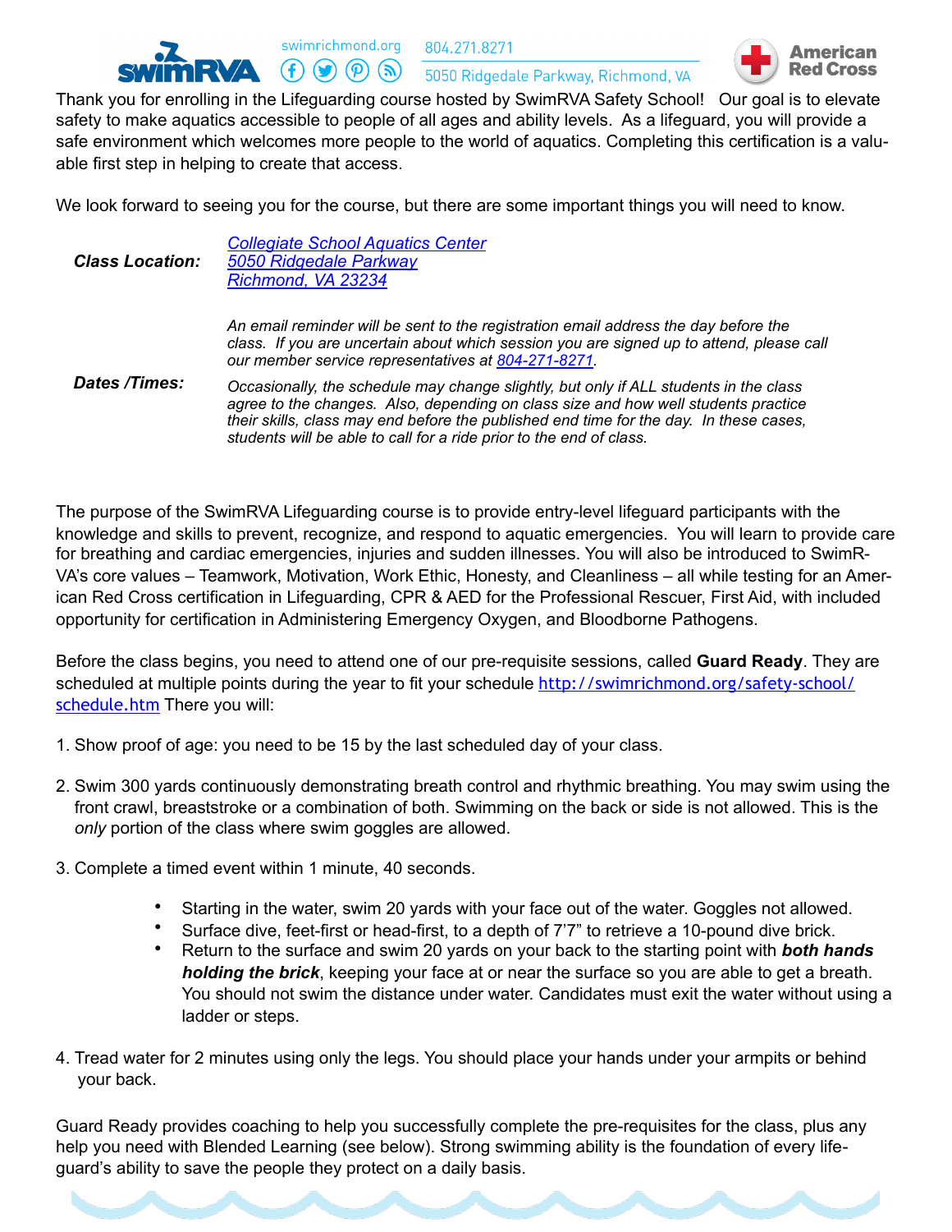swimrichmond.org 804.271.8271 5050 Ridgedale Parkway, Richmond, VA

Thank you for enrolling in the Lifeguarding course hosted by SwimRVA Safety School! Our goal is to elevate safety to make aquatics accessible to people of all ages and ability levels. As a lifeguard, you will provide a safe environment which welcomes more people to the world of aquatics. Completing this certification is a valuable first step in helping to create that access.

We look forward to seeing you for the course, but there are some important things you will need to know.

***Class Location:*** [Collegiate School Aquatics Center](#)
[5050 Ridgedale Parkway](#)
[Richmond, VA 23234](#)

***Dates /Times:*** *An email reminder will be sent to the registration email address the day before the class. If you are uncertain about which session you are signed up to attend, please call our member service representatives at [804-271-8271](#).*

*Occasionally, the schedule may change slightly, but only if ALL students in the class agree to the changes. Also, depending on class size and how well students practice their skills, class may end before the published end time for the day. In these cases, students will be able to call for a ride prior to the end of class.*

The purpose of the SwimRVA Lifeguarding course is to provide entry-level lifeguard participants with the knowledge and skills to prevent, recognize, and respond to aquatic emergencies. You will learn to provide care for breathing and cardiac emergencies, injuries and sudden illnesses. You will also be introduced to SwimRVA's core values – Teamwork, Motivation, Work Ethic, Honesty, and Cleanliness – all while testing for an American Red Cross certification in Lifeguarding, CPR & AED for the Professional Rescuer, First Aid, with included opportunity for certification in Administering Emergency Oxygen, and Bloodborne Pathogens.

Before the class begins, you need to attend one of our pre-requisite sessions, called **Guard Ready**. They are scheduled at multiple points during the year to fit your schedule http://swimrichmond.org/safety-school/schedule.htm There you will:

1. Show proof of age: you need to be 15 by the last scheduled day of your class.

2. Swim 300 yards continuously demonstrating breath control and rhythmic breathing. You may swim using the front crawl, breaststroke or a combination of both. Swimming on the back or side is not allowed. This is the *only* portion of the class where swim goggles are allowed.

3. Complete a timed event within 1 minute, 40 seconds.

   - Starting in the water, swim 20 yards with your face out of the water. Goggles not allowed.
   - Surface dive, feet-first or head-first, to a depth of 7'7" to retrieve a 10-pound dive brick.
   - Return to the surface and swim 20 yards on your back to the starting point with ***both hands holding the brick***, keeping your face at or near the surface so you are able to get a breath. You should not swim the distance under water. Candidates must exit the water without using a ladder or steps.

4. Tread water for 2 minutes using only the legs. You should place your hands under your armpits or behind your back.

Guard Ready provides coaching to help you successfully complete the pre-requisites for the class, plus any help you need with Blended Learning (see below). Strong swimming ability is the foundation of every lifeguard's ability to save the people they protect on a daily basis.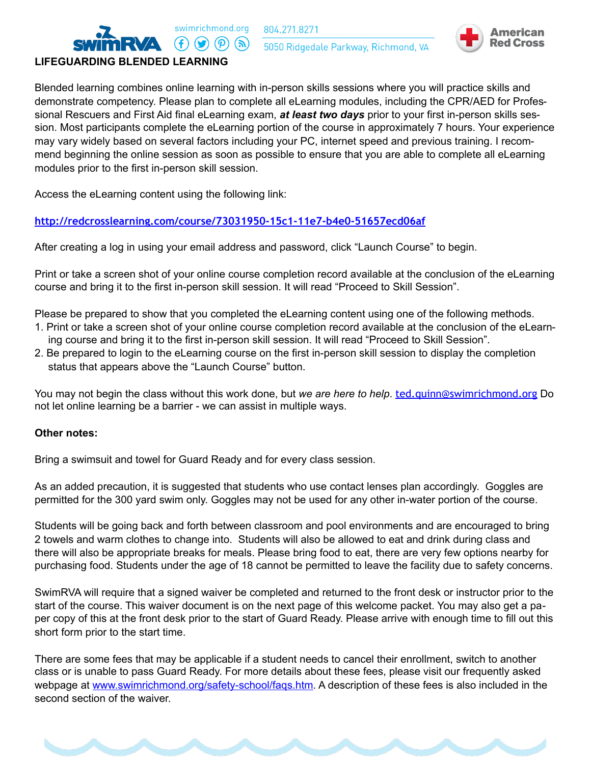## LIFEGUARDING BLENDED LEARNING

Blended learning combines online learning with in-person skills sessions where you will practice skills and demonstrate competency. Please plan to complete all eLearning modules, including the CPR/AED for Professional Rescuers and First Aid final eLearning exam, ***at least two days*** prior to your first in-person skills session. Most participants complete the eLearning portion of the course in approximately 7 hours. Your experience may vary widely based on several factors including your PC, internet speed and previous training. I recommend beginning the online session as soon as possible to ensure that you are able to complete all eLearning modules prior to the first in-person skill session.

Access the eLearning content using the following link:

http://redcrosslearning.com/course/73031950-15c1-11e7-b4e0-51657ecd06af

After creating a log in using your email address and password, click "Launch Course" to begin.

Print or take a screen shot of your online course completion record available at the conclusion of the eLearning course and bring it to the first in-person skill session. It will read "Proceed to Skill Session".

Please be prepared to show that you completed the eLearning content using one of the following methods.

1. Print or take a screen shot of your online course completion record available at the conclusion of the eLearning course and bring it to the first in-person skill session. It will read "Proceed to Skill Session".
2. Be prepared to login to the eLearning course on the first in-person skill session to display the completion status that appears above the "Launch Course" button.

You may not begin the class without this work done, but *we are here to help*. ted.quinn@swimrichmond.org Do not let online learning be a barrier - we can assist in multiple ways.

**Other notes:**

Bring a swimsuit and towel for Guard Ready and for every class session.

As an added precaution, it is suggested that students who use contact lenses plan accordingly. Goggles are permitted for the 300 yard swim only. Goggles may not be used for any other in-water portion of the course.

Students will be going back and forth between classroom and pool environments and are encouraged to bring 2 towels and warm clothes to change into. Students will also be allowed to eat and drink during class and there will also be appropriate breaks for meals. Please bring food to eat, there are very few options nearby for purchasing food. Students under the age of 18 cannot be permitted to leave the facility due to safety concerns.

SwimRVA will require that a signed waiver be completed and returned to the front desk or instructor prior to the start of the course. This waiver document is on the next page of this welcome packet. You may also get a paper copy of this at the front desk prior to the start of Guard Ready. Please arrive with enough time to fill out this short form prior to the start time.

There are some fees that may be applicable if a student needs to cancel their enrollment, switch to another class or is unable to pass Guard Ready. For more details about these fees, please visit our frequently asked webpage at www.swimrichmond.org/safety-school/faqs.htm. A description of these fees is also included in the second section of the waiver.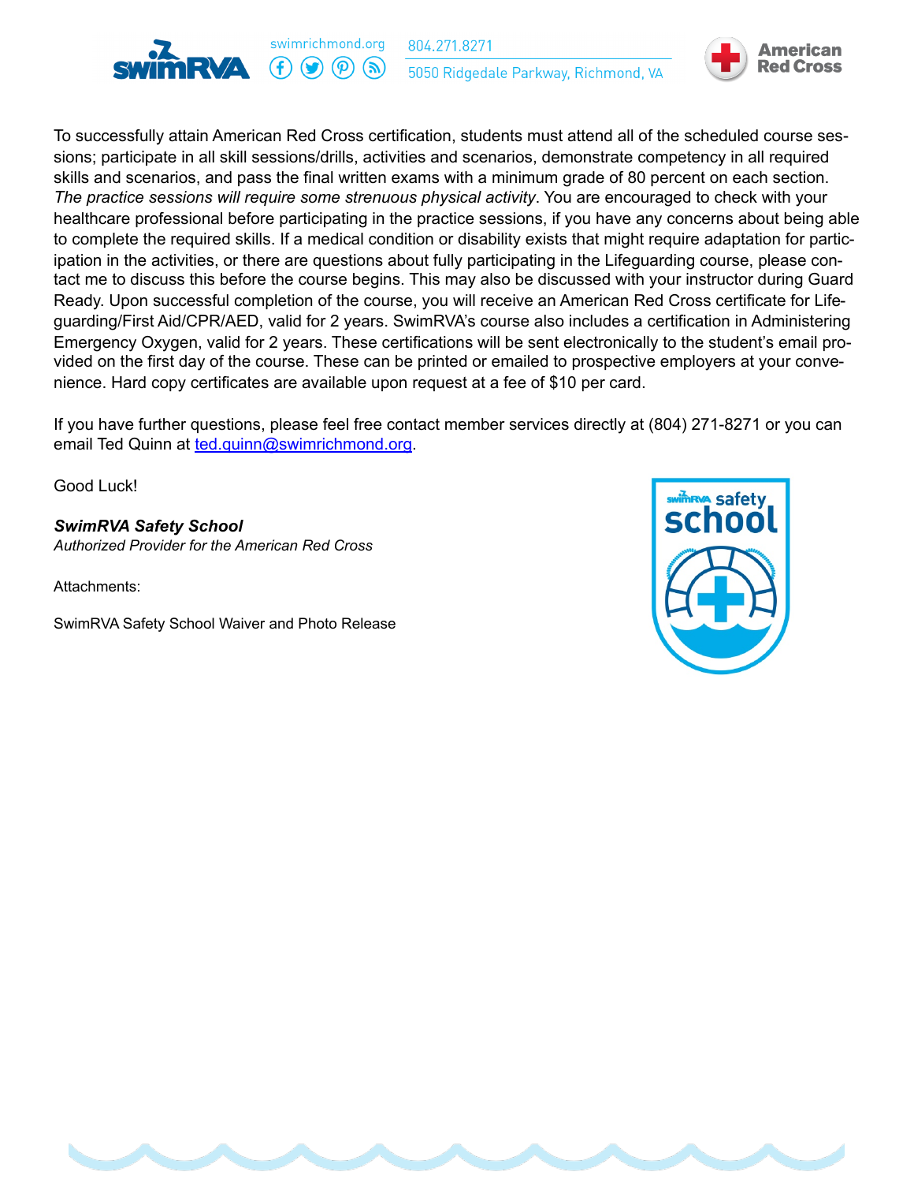To successfully attain American Red Cross certification, students must attend all of the scheduled course sessions; participate in all skill sessions/drills, activities and scenarios, demonstrate competency in all required skills and scenarios, and pass the final written exams with a minimum grade of 80 percent on each section. *The practice sessions will require some strenuous physical activity*. You are encouraged to check with your healthcare professional before participating in the practice sessions, if you have any concerns about being able to complete the required skills. If a medical condition or disability exists that might require adaptation for participation in the activities, or there are questions about fully participating in the Lifeguarding course, please contact me to discuss this before the course begins. This may also be discussed with your instructor during Guard Ready. Upon successful completion of the course, you will receive an American Red Cross certificate for Lifeguarding/First Aid/CPR/AED, valid for 2 years. SwimRVA's course also includes a certification in Administering Emergency Oxygen, valid for 2 years. These certifications will be sent electronically to the student's email provided on the first day of the course. These can be printed or emailed to prospective employers at your convenience. Hard copy certificates are available upon request at a fee of $10 per card.

If you have further questions, please feel free contact member services directly at (804) 271-8271 or you can email Ted Quinn at ted.quinn@swimrichmond.org.

Good Luck!

***SwimRVA Safety School***
*Authorized Provider for the American Red Cross*

Attachments:

SwimRVA Safety School Waiver and Photo Release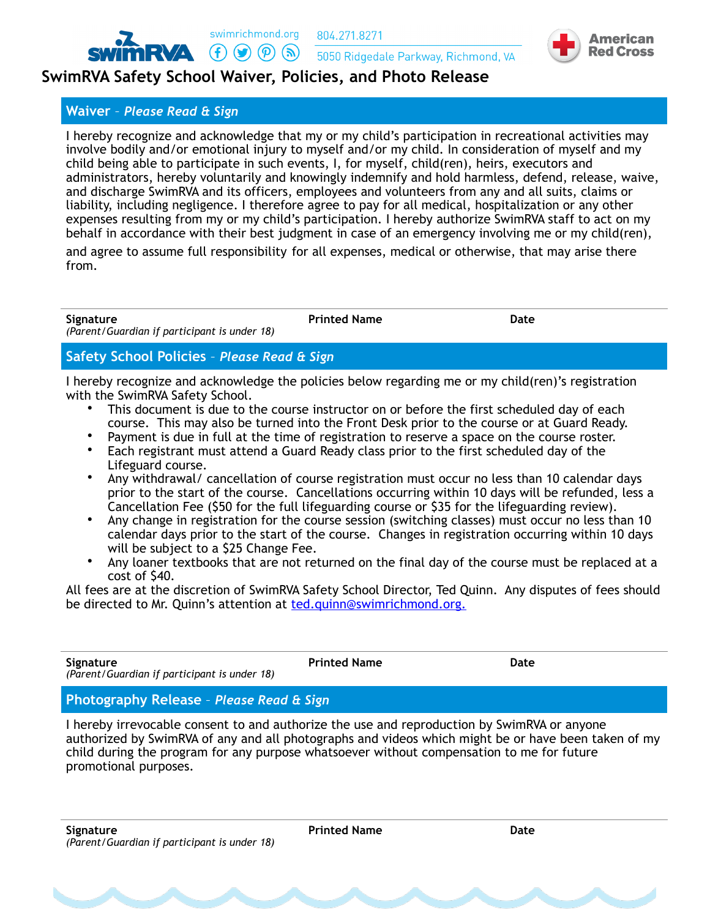swimrichmond.org 804.271.8271

5050 Ridgedale Parkway, Richmond, VA

American Red Cross

# SwimRVA Safety School Waiver, Policies, and Photo Release

## Waiver – *Please Read & Sign*

I hereby recognize and acknowledge that my or my child's participation in recreational activities may involve bodily and/or emotional injury to myself and/or my child. In consideration of myself and my child being able to participate in such events, I, for myself, child(ren), heirs, executors and administrators, hereby voluntarily and knowingly indemnify and hold harmless, defend, release, waive, and discharge SwimRVA and its officers, employees and volunteers from any and all suits, claims or liability, including negligence. I therefore agree to pay for all medical, hospitalization or any other expenses resulting from my or my child's participation. I hereby authorize SwimRVA staff to act on my behalf in accordance with their best judgment in case of an emergency involving me or my child(ren), and agree to assume full responsibility for all expenses, medical or otherwise, that may arise there from.

| **Signature** *(Parent/Guardian if participant is under 18)* | **Printed Name** | **Date** |
|---|---|---|

## Safety School Policies – *Please Read & Sign*

I hereby recognize and acknowledge the policies below regarding me or my child(ren)'s registration with the SwimRVA Safety School.

- This document is due to the course instructor on or before the first scheduled day of each course. This may also be turned into the Front Desk prior to the course or at Guard Ready.
- Payment is due in full at the time of registration to reserve a space on the course roster.
- Each registrant must attend a Guard Ready class prior to the first scheduled day of the Lifeguard course.
- Any withdrawal/ cancellation of course registration must occur no less than 10 calendar days prior to the start of the course. Cancellations occurring within 10 days will be refunded, less a Cancellation Fee ($50 for the full lifeguarding course or $35 for the lifeguarding review).
- Any change in registration for the course session (switching classes) must occur no less than 10 calendar days prior to the start of the course. Changes in registration occurring within 10 days will be subject to a $25 Change Fee.
- Any loaner textbooks that are not returned on the final day of the course must be replaced at a cost of $40.

All fees are at the discretion of SwimRVA Safety School Director, Ted Quinn. Any disputes of fees should be directed to Mr. Quinn's attention at ted.quinn@swimrichmond.org.

| **Signature** *(Parent/Guardian if participant is under 18)* | **Printed Name** | **Date** |
|---|---|---|

## Photography Release – *Please Read & Sign*

I hereby irrevocable consent to and authorize the use and reproduction by SwimRVA or anyone authorized by SwimRVA of any and all photographs and videos which might be or have been taken of my child during the program for any purpose whatsoever without compensation to me for future promotional purposes.

| **Signature** *(Parent/Guardian if participant is under 18)* | **Printed Name** | **Date** |
|---|---|---|